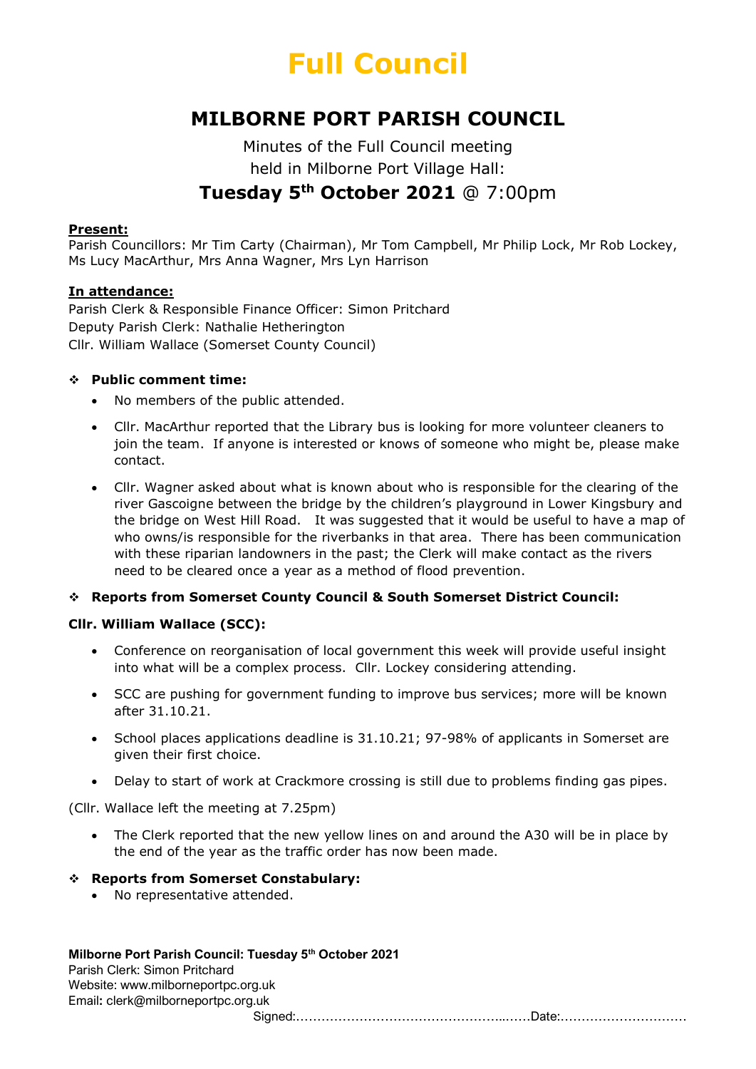# Full Council

## MILBORNE PORT PARISH COUNCIL

Minutes of the Full Council meeting
held in Milborne Port Village Hall:

**Tuesday 5th October 2021** @ 7:00pm

**Present:**
Parish Councillors: Mr Tim Carty (Chairman), Mr Tom Campbell, Mr Philip Lock, Mr Rob Lockey, Ms Lucy MacArthur, Mrs Anna Wagner, Mrs Lyn Harrison

**In attendance:**
Parish Clerk & Responsible Finance Officer: Simon Pritchard
Deputy Parish Clerk: Nathalie Hetherington
Cllr. William Wallace (Somerset County Council)

- **Public comment time:**
  - No members of the public attended.
  - Cllr. MacArthur reported that the Library bus is looking for more volunteer cleaners to join the team. If anyone is interested or knows of someone who might be, please make contact.
  - Cllr. Wagner asked about what is known about who is responsible for the clearing of the river Gascoigne between the bridge by the children's playground in Lower Kingsbury and the bridge on West Hill Road. It was suggested that it would be useful to have a map of who owns/is responsible for the riverbanks in that area. There has been communication with these riparian landowners in the past; the Clerk will make contact as the rivers need to be cleared once a year as a method of flood prevention.

- **Reports from Somerset County Council & South Somerset District Council:**

**Cllr. William Wallace (SCC):**

- Conference on reorganisation of local government this week will provide useful insight into what will be a complex process. Cllr. Lockey considering attending.
- SCC are pushing for government funding to improve bus services; more will be known after 31.10.21.
- School places applications deadline is 31.10.21; 97-98% of applicants in Somerset are given their first choice.
- Delay to start of work at Crackmore crossing is still due to problems finding gas pipes.

(Cllr. Wallace left the meeting at 7.25pm)

- The Clerk reported that the new yellow lines on and around the A30 will be in place by the end of the year as the traffic order has now been made.

- **Reports from Somerset Constabulary:**
  - No representative attended.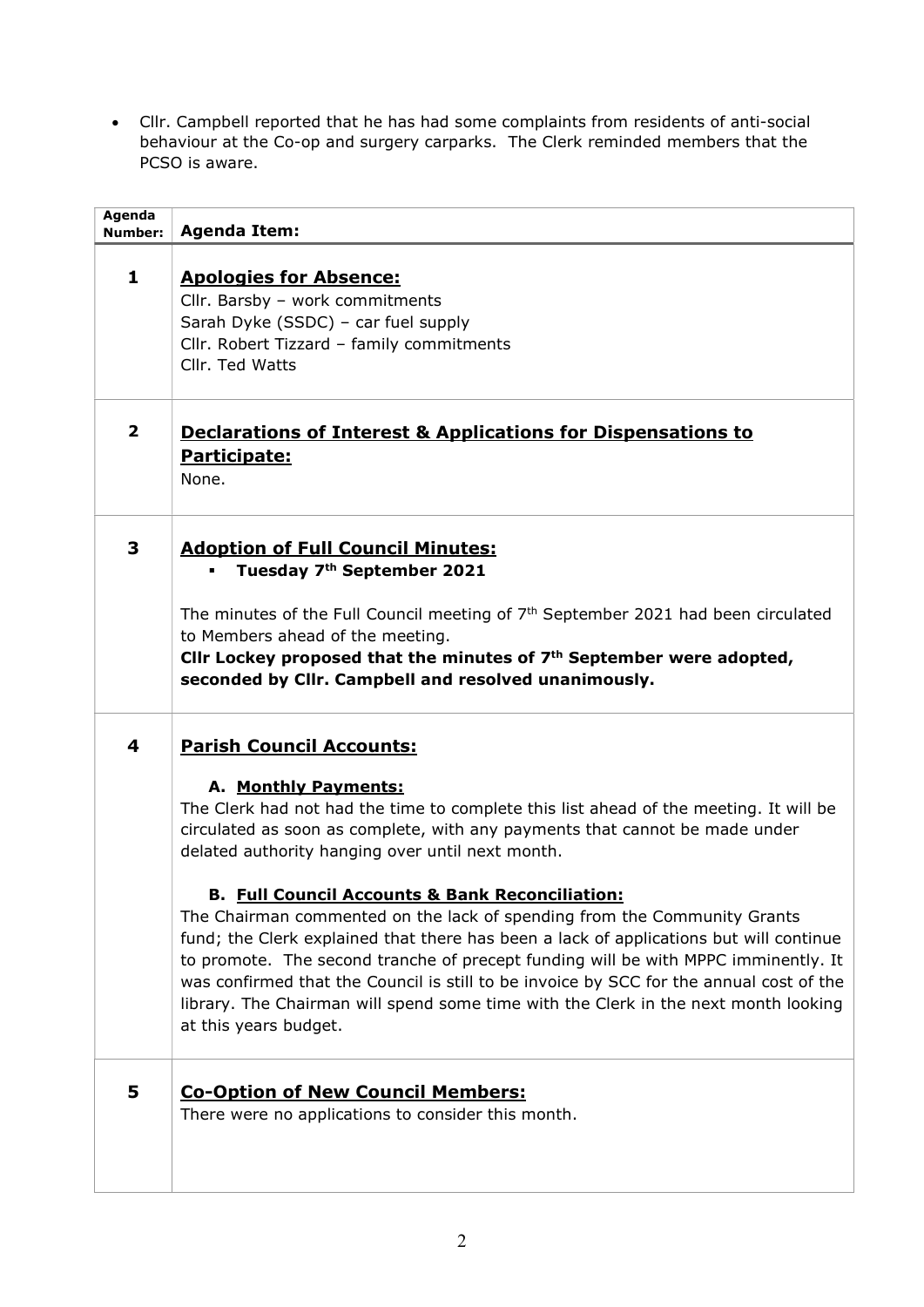- Cllr. Campbell reported that he has had some complaints from residents of anti-social behaviour at the Co-op and surgery carparks. The Clerk reminded members that the PCSO is aware.

| Agenda Number: | Agenda Item: |
|---|---|
| 1 | **<u>Apologies for Absence:</u>**<br>Cllr. Barsby – work commitments<br>Sarah Dyke (SSDC) – car fuel supply<br>Cllr. Robert Tizzard – family commitments<br>Cllr. Ted Watts |
| 2 | **<u>Declarations of Interest & Applications for Dispensations to Participate:</u>**<br>None. |
| 3 | **<u>Adoption of Full Council Minutes:</u>**<br>▪ **Tuesday 7th September 2021**<br><br>The minutes of the Full Council meeting of 7th September 2021 had been circulated to Members ahead of the meeting.<br>**Cllr Lockey proposed that the minutes of 7th September were adopted, seconded by Cllr. Campbell and resolved unanimously.** |
| 4 | **<u>Parish Council Accounts:</u>**<br><br>**A. <u>Monthly Payments:</u>**<br>The Clerk had not had the time to complete this list ahead of the meeting. It will be circulated as soon as complete, with any payments that cannot be made under delated authority hanging over until next month.<br><br>**B. <u>Full Council Accounts & Bank Reconciliation:</u>**<br>The Chairman commented on the lack of spending from the Community Grants fund; the Clerk explained that there has been a lack of applications but will continue to promote. The second tranche of precept funding will be with MPPC imminently. It was confirmed that the Council is still to be invoice by SCC for the annual cost of the library. The Chairman will spend some time with the Clerk in the next month looking at this years budget. |
| 5 | **<u>Co-Option of New Council Members:</u>**<br>There were no applications to consider this month. |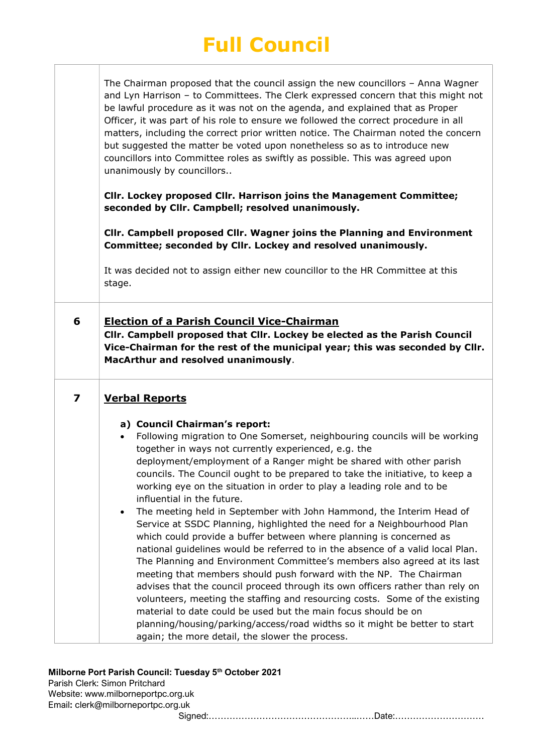# Full Council

| | |
|---|---|
| | The Chairman proposed that the council assign the new councillors – Anna Wagner and Lyn Harrison – to Committees. The Clerk expressed concern that this might not be lawful procedure as it was not on the agenda, and explained that as Proper Officer, it was part of his role to ensure we followed the correct procedure in all matters, including the correct prior written notice. The Chairman noted the concern but suggested the matter be voted upon nonetheless so as to introduce new councillors into Committee roles as swiftly as possible. This was agreed upon unanimously by councillors..<br><br>**Cllr. Lockey proposed Cllr. Harrison joins the Management Committee; seconded by Cllr. Campbell; resolved unanimously.**<br><br>**Cllr. Campbell proposed Cllr. Wagner joins the Planning and Environment Committee; seconded by Cllr. Lockey and resolved unanimously.**<br><br>It was decided not to assign either new councillor to the HR Committee at this stage. |
| **6** | **Election of a Parish Council Vice-Chairman**<br>**Cllr. Campbell proposed that Cllr. Lockey be elected as the Parish Council Vice-Chairman for the rest of the municipal year; this was seconded by Cllr. MacArthur and resolved unanimously**. |
| **7** | **Verbal Reports**<br><br>**a) Council Chairman's report:**<br>• Following migration to One Somerset, neighbouring councils will be working together in ways not currently experienced, e.g. the deployment/employment of a Ranger might be shared with other parish councils. The Council ought to be prepared to take the initiative, to keep a working eye on the situation in order to play a leading role and to be influential in the future.<br>• The meeting held in September with John Hammond, the Interim Head of Service at SSDC Planning, highlighted the need for a Neighbourhood Plan which could provide a buffer between where planning is concerned as national guidelines would be referred to in the absence of a valid local Plan. The Planning and Environment Committee's members also agreed at its last meeting that members should push forward with the NP. The Chairman advises that the council proceed through its own officers rather than rely on volunteers, meeting the staffing and resourcing costs. Some of the existing material to date could be used but the main focus should be on planning/housing/parking/access/road widths so it might be better to start again; the more detail, the slower the process. |

**Milborne Port Parish Council: Tuesday 5th October 2021**
Parish Clerk: Simon Pritchard
Website: www.milborneportpc.org.uk
Email: clerk@milborneportpc.org.uk

Signed:……………………………………………...……Date:…………………………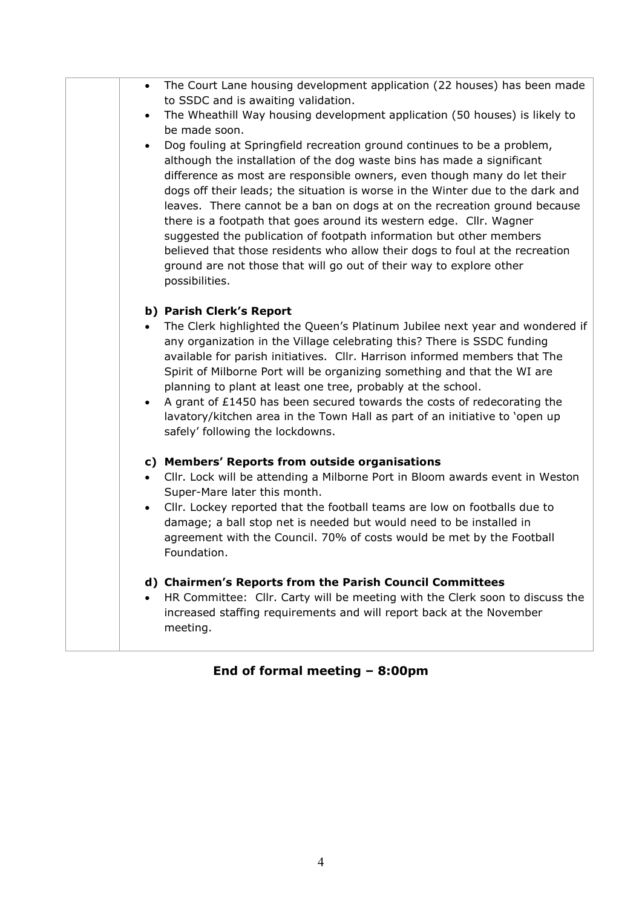- The Court Lane housing development application (22 houses) has been made to SSDC and is awaiting validation.
- The Wheathill Way housing development application (50 houses) is likely to be made soon.
- Dog fouling at Springfield recreation ground continues to be a problem, although the installation of the dog waste bins has made a significant difference as most are responsible owners, even though many do let their dogs off their leads; the situation is worse in the Winter due to the dark and leaves. There cannot be a ban on dogs at on the recreation ground because there is a footpath that goes around its western edge. Cllr. Wagner suggested the publication of footpath information but other members believed that those residents who allow their dogs to foul at the recreation ground are not those that will go out of their way to explore other possibilities.

**b) Parish Clerk's Report**

- The Clerk highlighted the Queen's Platinum Jubilee next year and wondered if any organization in the Village celebrating this? There is SSDC funding available for parish initiatives. Cllr. Harrison informed members that The Spirit of Milborne Port will be organizing something and that the WI are planning to plant at least one tree, probably at the school.
- A grant of £1450 has been secured towards the costs of redecorating the lavatory/kitchen area in the Town Hall as part of an initiative to 'open up safely' following the lockdowns.

**c) Members' Reports from outside organisations**

- Cllr. Lock will be attending a Milborne Port in Bloom awards event in Weston Super-Mare later this month.
- Cllr. Lockey reported that the football teams are low on footballs due to damage; a ball stop net is needed but would need to be installed in agreement with the Council. 70% of costs would be met by the Football Foundation.

**d) Chairmen's Reports from the Parish Council Committees**

- HR Committee: Cllr. Carty will be meeting with the Clerk soon to discuss the increased staffing requirements and will report back at the November meeting.

**End of formal meeting – 8:00pm**